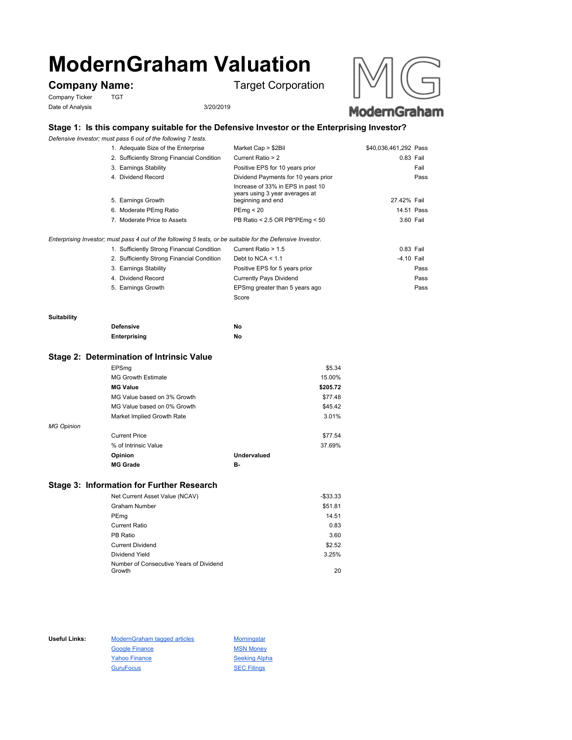# ModernGraham Valuation

## Company Name: Target Corporation

Company Ticker TGT

Date of Analysis 3/20/2019

ModernGraham

### Stage 1: Is this company suitable for the Defensive Investor or the Enterprising Investor?

*Defensive Investor; must pass 6 out of the following 7 tests.*

| Test | Criterion | Value | Result |
|---|---|---|---|
| 1. Adequate Size of the Enterprise | Market Cap > $2Bil | $40,036,461,292 | Pass |
| 2. Sufficiently Strong Financial Condition | Current Ratio > 2 | 0.83 | Fail |
| 3. Earnings Stability | Positive EPS for 10 years prior | | Fail |
| 4. Dividend Record | Dividend Payments for 10 years prior | | Pass |
| 5. Earnings Growth | Increase of 33% in EPS in past 10 years using 3 year averages at beginning and end | 27.42% | Fail |
| 6. Moderate PEmg Ratio | PEmg < 20 | 14.51 | Pass |
| 7. Moderate Price to Assets | PB Ratio < 2.5 OR PB*PEmg < 50 | 3.60 | Fail |

*Enterprising Investor; must pass 4 out of the following 5 tests, or be suitable for the Defensive Investor.*

| Test | Criterion | Value | Result |
|---|---|---|---|
| 1. Sufficiently Strong Financial Condition | Current Ratio > 1.5 | 0.83 | Fail |
| 2. Sufficiently Strong Financial Condition | Debt to NCA < 1.1 | -4.10 | Fail |
| 3. Earnings Stability | Positive EPS for 5 years prior | | Pass |
| 4. Dividend Record | Currently Pays Dividend | | Pass |
| 5. Earnings Growth | EPSmg greater than 5 years ago | | Pass |
| | Score | | |

**Suitability**

| | |
|---|---|
| **Defensive** | **No** |
| **Enterprising** | **No** |

### Stage 2: Determination of Intrinsic Value

| | |
|---|---|
| EPSmg | $5.34 |
| MG Growth Estimate | 15.00% |
| **MG Value** | **$205.72** |
| MG Value based on 3% Growth | $77.48 |
| MG Value based on 0% Growth | $45.42 |
| Market Implied Growth Rate | 3.01% |

*MG Opinion*

| | |
|---|---|
| Current Price | $77.54 |
| % of Intrinsic Value | 37.69% |
| **Opinion** | **Undervalued** |
| **MG Grade** | **B-** |

### Stage 3: Information for Further Research

| | |
|---|---|
| Net Current Asset Value (NCAV) | -$33.33 |
| Graham Number | $51.81 |
| PEmg | 14.51 |
| Current Ratio | 0.83 |
| PB Ratio | 3.60 |
| Current Dividend | $2.52 |
| Dividend Yield | 3.25% |
| Number of Consecutive Years of Dividend Growth | 20 |

**Useful Links:**

- ModernGraham tagged articles
- Google Finance
- Yahoo Finance
- GuruFocus
- Morningstar
- MSN Money
- Seeking Alpha
- SEC Filings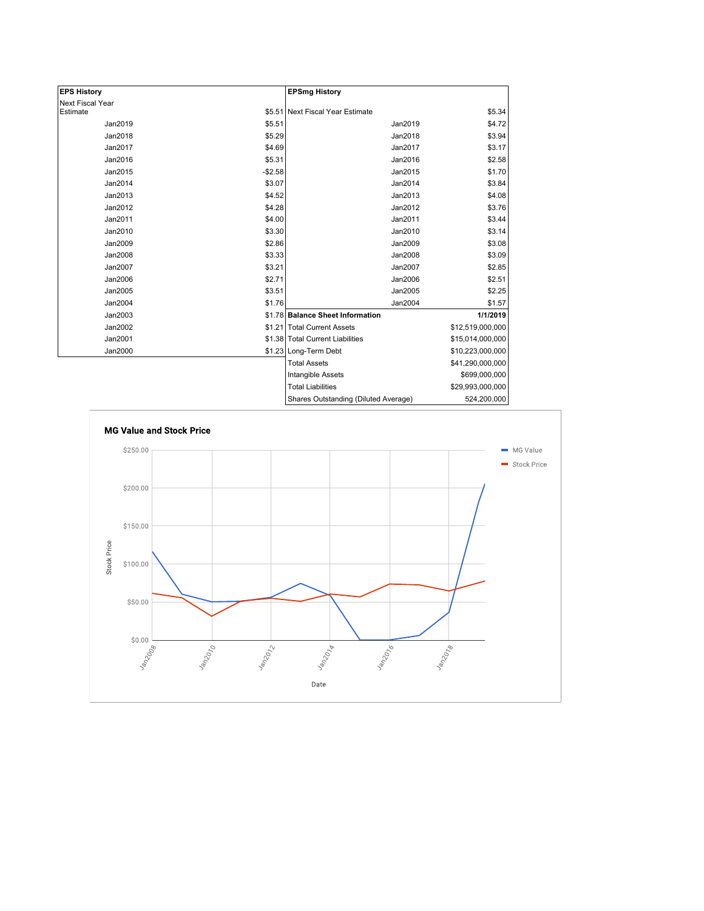| EPS History | |
|---|---|
| Next Fiscal Year Estimate | $5.51 |
| Jan2019 | $5.51 |
| Jan2018 | $5.29 |
| Jan2017 | $4.69 |
| Jan2016 | $5.31 |
| Jan2015 | -$2.58 |
| Jan2014 | $3.07 |
| Jan2013 | $4.52 |
| Jan2012 | $4.28 |
| Jan2011 | $4.00 |
| Jan2010 | $3.30 |
| Jan2009 | $2.86 |
| Jan2008 | $3.33 |
| Jan2007 | $3.21 |
| Jan2006 | $2.71 |
| Jan2005 | $3.51 |
| Jan2004 | $1.76 |
| Jan2003 | $1.78 |
| Jan2002 | $1.21 |
| Jan2001 | $1.38 |
| Jan2000 | $1.23 |

| EPSmg History | |
|---|---|
| Next Fiscal Year Estimate | $5.34 |
| Jan2019 | $4.72 |
| Jan2018 | $3.94 |
| Jan2017 | $3.17 |
| Jan2016 | $2.58 |
| Jan2015 | $1.70 |
| Jan2014 | $3.84 |
| Jan2013 | $4.08 |
| Jan2012 | $3.76 |
| Jan2011 | $3.44 |
| Jan2010 | $3.14 |
| Jan2009 | $3.08 |
| Jan2008 | $3.09 |
| Jan2007 | $2.85 |
| Jan2006 | $2.51 |
| Jan2005 | $2.25 |
| Jan2004 | $1.57 |

| Balance Sheet Information | 1/1/2019 |
|---|---|
| Total Current Assets | $12,519,000,000 |
| Total Current Liabilities | $15,014,000,000 |
| Long-Term Debt | $10,223,000,000 |
| Total Assets | $41,290,000,000 |
| Intangible Assets | $699,000,000 |
| Total Liabilities | $29,993,000,000 |
| Shares Outstanding (Diluted Average) | 524,200,000 |

**MG Value and Stock Price**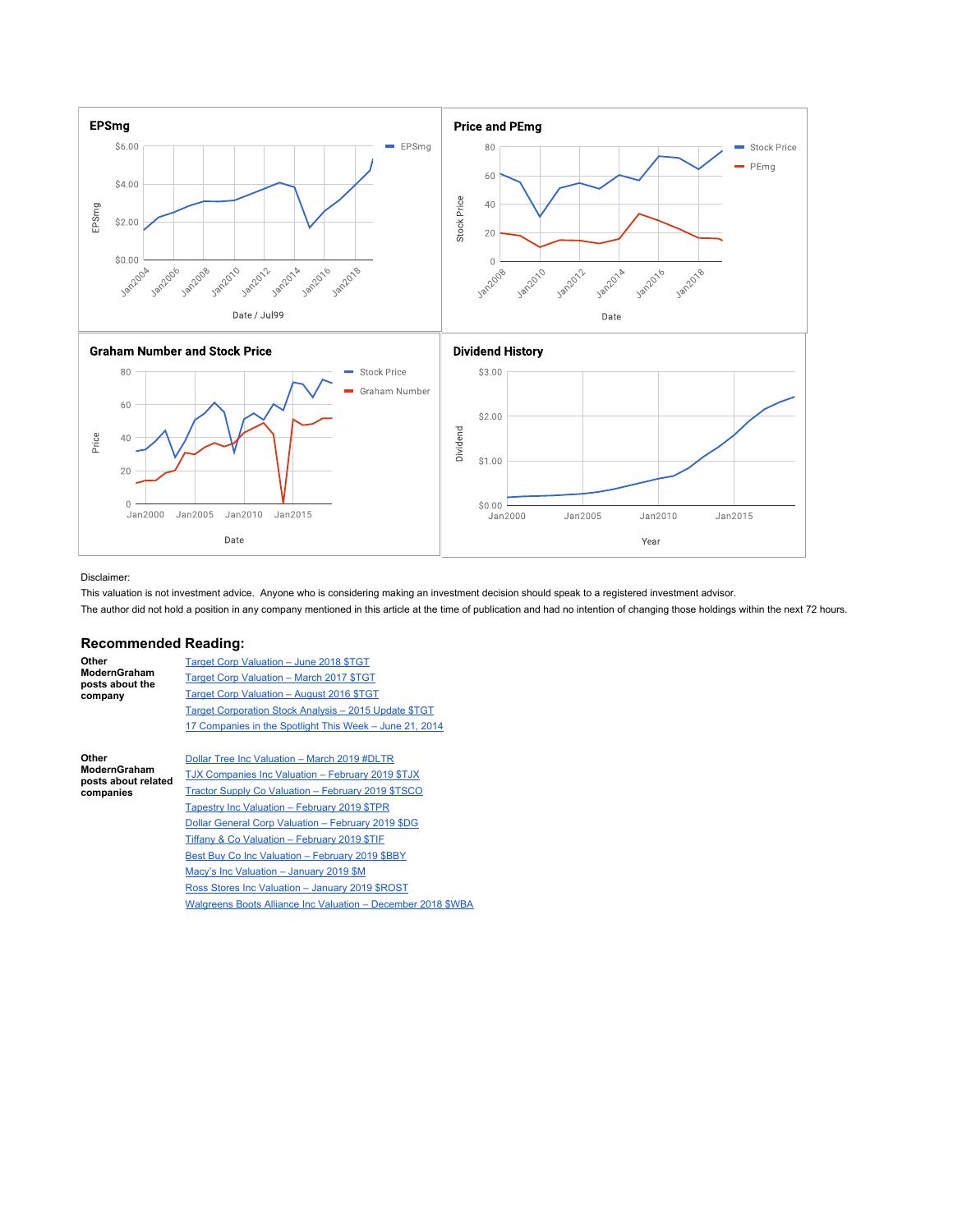**EPSmg**

EPSmg

$6.00
$4.00
$2.00
$0.00

Jan2004 Jan2006 Jan2008 Jan2010 Jan2012 Jan2014 Jan2016 Jan2018

Date / Jul99

EPSmg

**Price and PEmg**

Stock Price

80
60
40
20
0

Jan2008 Jan2010 Jan2012 Jan2014 Jan2016 Jan2018

Date

Stock Price
PEmg

**Graham Number and Stock Price**

Price

80
60
40
20
0

Jan2000 Jan2005 Jan2010 Jan2015

Date

Stock Price
Graham Number

**Dividend History**

Dividend

$3.00
$2.00
$1.00
$0.00

Jan2000 Jan2005 Jan2010 Jan2015

Year

Disclaimer:

This valuation is not investment advice. Anyone who is considering making an investment decision should speak to a registered investment advisor.

The author did not hold a position in any company mentioned in this article at the time of publication and had no intention of changing those holdings within the next 72 hours.

## Recommended Reading:

**Other ModernGraham posts about the company**

- Target Corp Valuation – June 2018 $TGT
- Target Corp Valuation – March 2017 $TGT
- Target Corp Valuation – August 2016 $TGT
- Target Corporation Stock Analysis – 2015 Update $TGT
- 17 Companies in the Spotlight This Week – June 21, 2014

**Other ModernGraham posts about related companies**

- Dollar Tree Inc Valuation – March 2019 #DLTR
- TJX Companies Inc Valuation – February 2019 $TJX
- Tractor Supply Co Valuation – February 2019 $TSCO
- Tapestry Inc Valuation – February 2019 $TPR
- Dollar General Corp Valuation – February 2019 $DG
- Tiffany & Co Valuation – February 2019 $TIF
- Best Buy Co Inc Valuation – February 2019 $BBY
- Macy's Inc Valuation – January 2019 $M
- Ross Stores Inc Valuation – January 2019 $ROST
- Walgreens Boots Alliance Inc Valuation – December 2018 $WBA